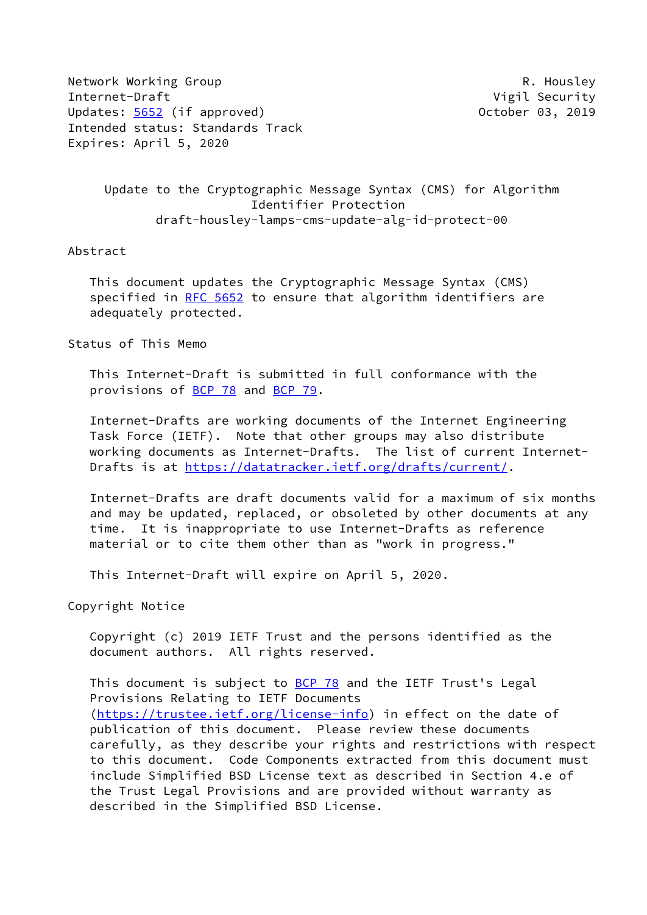Network Working Group R. Housley
Internet-Draft Vigil Security
Updates: 5652 (if approved) October 03, 2019
Intended status: Standards Track
Expires: April 5, 2020

# Update to the Cryptographic Message Syntax (CMS) for Algorithm Identifier Protection
## draft-housley-lamps-cms-update-alg-id-protect-00

## Abstract

This document updates the Cryptographic Message Syntax (CMS) specified in RFC 5652 to ensure that algorithm identifiers are adequately protected.

## Status of This Memo

This Internet-Draft is submitted in full conformance with the provisions of BCP 78 and BCP 79.

Internet-Drafts are working documents of the Internet Engineering Task Force (IETF). Note that other groups may also distribute working documents as Internet-Drafts. The list of current Internet-Drafts is at https://datatracker.ietf.org/drafts/current/.

Internet-Drafts are draft documents valid for a maximum of six months and may be updated, replaced, or obsoleted by other documents at any time. It is inappropriate to use Internet-Drafts as reference material or to cite them other than as "work in progress."

This Internet-Draft will expire on April 5, 2020.

## Copyright Notice

Copyright (c) 2019 IETF Trust and the persons identified as the document authors. All rights reserved.

This document is subject to BCP 78 and the IETF Trust's Legal Provisions Relating to IETF Documents (https://trustee.ietf.org/license-info) in effect on the date of publication of this document. Please review these documents carefully, as they describe your rights and restrictions with respect to this document. Code Components extracted from this document must include Simplified BSD License text as described in Section 4.e of the Trust Legal Provisions and are provided without warranty as described in the Simplified BSD License.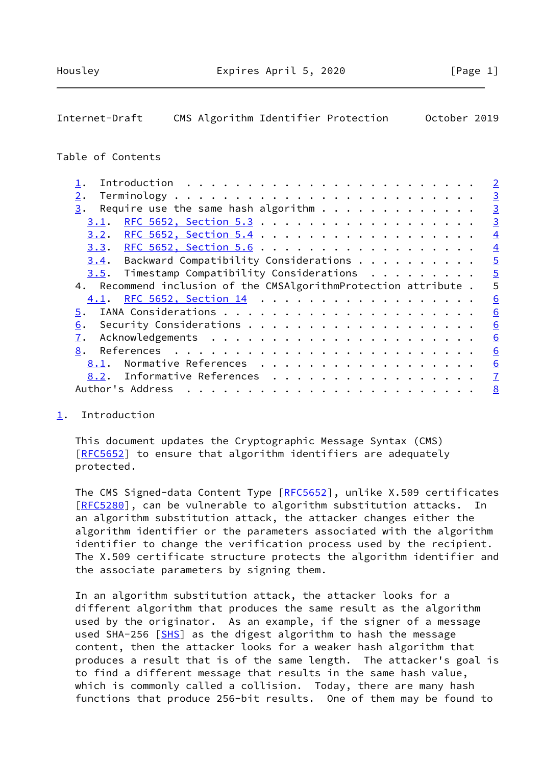Table of Contents

- 1. Introduction . . . . . . . . . . . . . . . . . . . . . . . . 2
- 2. Terminology . . . . . . . . . . . . . . . . . . . . . . . . . 3
- 3. Require use the same hash algorithm . . . . . . . . . . . . . 3
  - 3.1. RFC 5652, Section 5.3 . . . . . . . . . . . . . . . . . 3
  - 3.2. RFC 5652, Section 5.4 . . . . . . . . . . . . . . . . . 4
  - 3.3. RFC 5652, Section 5.6 . . . . . . . . . . . . . . . . . 4
  - 3.4. Backward Compatibility Considerations . . . . . . . . . 5
  - 3.5. Timestamp Compatibility Considerations . . . . . . . . . 5
- 4. Recommend inclusion of the CMSAlgorithmProtection attribute . 5
  - 4.1. RFC 5652, Section 14 . . . . . . . . . . . . . . . . . . 6
- 5. IANA Considerations . . . . . . . . . . . . . . . . . . . . . 6
- 6. Security Considerations . . . . . . . . . . . . . . . . . . . 6
- 7. Acknowledgements . . . . . . . . . . . . . . . . . . . . . . 6
- 8. References . . . . . . . . . . . . . . . . . . . . . . . . . 6
  - 8.1. Normative References . . . . . . . . . . . . . . . . . . 6
  - 8.2. Informative References . . . . . . . . . . . . . . . . . 7
- Author's Address . . . . . . . . . . . . . . . . . . . . . . . . 8

## 1. Introduction

This document updates the Cryptographic Message Syntax (CMS) [RFC5652] to ensure that algorithm identifiers are adequately protected.

The CMS Signed-data Content Type [RFC5652], unlike X.509 certificates [RFC5280], can be vulnerable to algorithm substitution attacks. In an algorithm substitution attack, the attacker changes either the algorithm identifier or the parameters associated with the algorithm identifier to change the verification process used by the recipient. The X.509 certificate structure protects the algorithm identifier and the associate parameters by signing them.

In an algorithm substitution attack, the attacker looks for a different algorithm that produces the same result as the algorithm used by the originator. As an example, if the signer of a message used SHA-256 [SHS] as the digest algorithm to hash the message content, then the attacker looks for a weaker hash algorithm that produces a result that is of the same length. The attacker's goal is to find a different message that results in the same hash value, which is commonly called a collision. Today, there are many hash functions that produce 256-bit results. One of them may be found to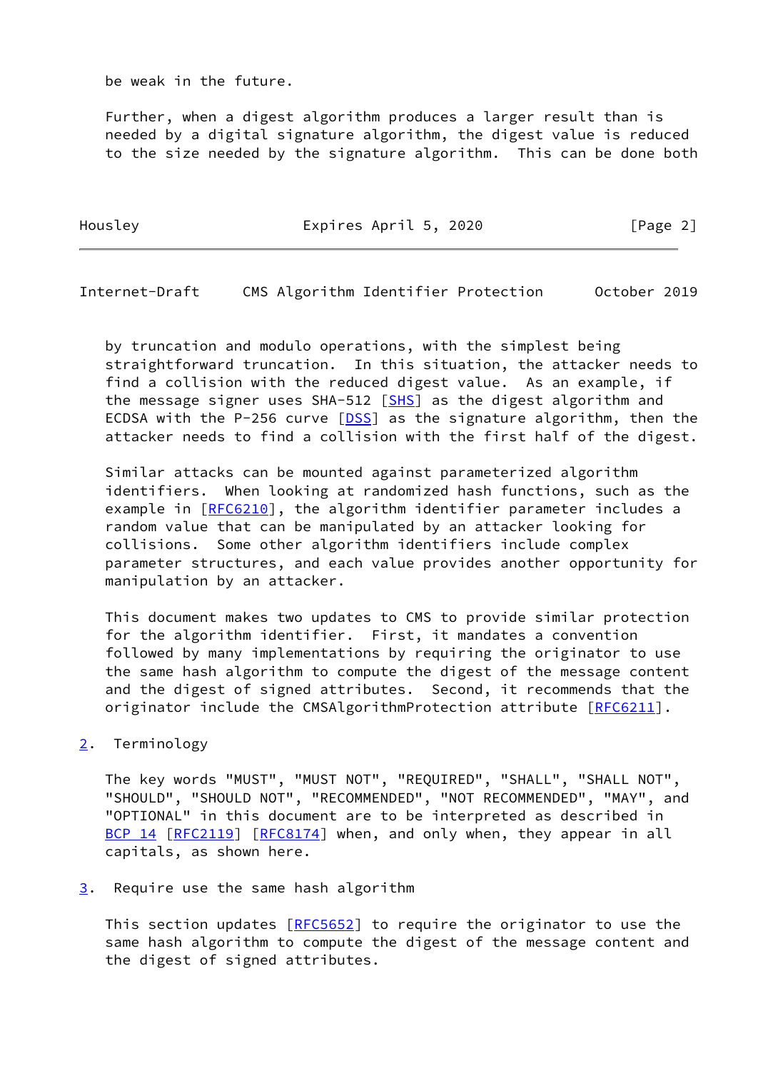be weak in the future.

Further, when a digest algorithm produces a larger result than is needed by a digital signature algorithm, the digest value is reduced to the size needed by the signature algorithm. This can be done both by truncation and modulo operations, with the simplest being straightforward truncation. In this situation, the attacker needs to find a collision with the reduced digest value. As an example, if the message signer uses SHA-512 [SHS] as the digest algorithm and ECDSA with the P-256 curve [DSS] as the signature algorithm, then the attacker needs to find a collision with the first half of the digest.

Similar attacks can be mounted against parameterized algorithm identifiers. When looking at randomized hash functions, such as the example in [RFC6210], the algorithm identifier parameter includes a random value that can be manipulated by an attacker looking for collisions. Some other algorithm identifiers include complex parameter structures, and each value provides another opportunity for manipulation by an attacker.

This document makes two updates to CMS to provide similar protection for the algorithm identifier. First, it mandates a convention followed by many implementations by requiring the originator to use the same hash algorithm to compute the digest of the message content and the digest of signed attributes. Second, it recommends that the originator include the CMSAlgorithmProtection attribute [RFC6211].

## 2. Terminology

The key words "MUST", "MUST NOT", "REQUIRED", "SHALL", "SHALL NOT", "SHOULD", "SHOULD NOT", "RECOMMENDED", "NOT RECOMMENDED", "MAY", and "OPTIONAL" in this document are to be interpreted as described in BCP 14 [RFC2119] [RFC8174] when, and only when, they appear in all capitals, as shown here.

## 3. Require use the same hash algorithm

This section updates [RFC5652] to require the originator to use the same hash algorithm to compute the digest of the message content and the digest of signed attributes.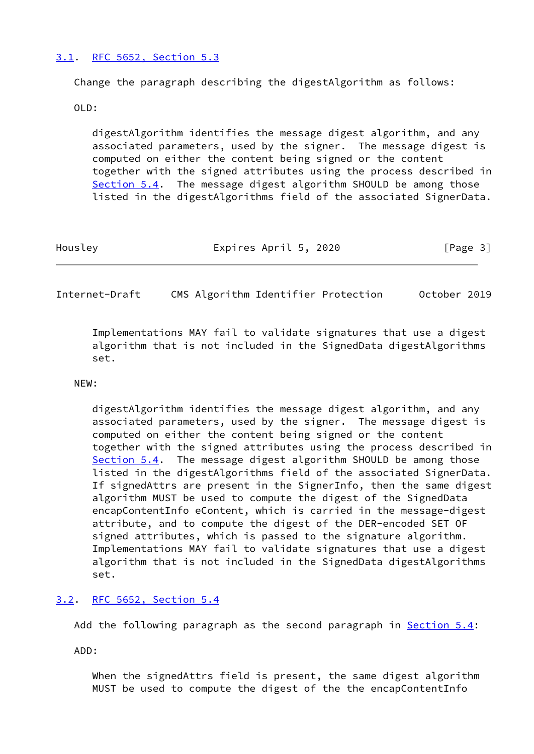### 3.1. RFC 5652, Section 5.3

Change the paragraph describing the digestAlgorithm as follows:

OLD:

> digestAlgorithm identifies the message digest algorithm, and any associated parameters, used by the signer. The message digest is computed on either the content being signed or the content together with the signed attributes using the process described in Section 5.4. The message digest algorithm SHOULD be among those listed in the digestAlgorithms field of the associated SignerData. Implementations MAY fail to validate signatures that use a digest algorithm that is not included in the SignedData digestAlgorithms set.

NEW:

> digestAlgorithm identifies the message digest algorithm, and any associated parameters, used by the signer. The message digest is computed on either the content being signed or the content together with the signed attributes using the process described in Section 5.4. The message digest algorithm SHOULD be among those listed in the digestAlgorithms field of the associated SignerData. If signedAttrs are present in the SignerInfo, then the same digest algorithm MUST be used to compute the digest of the SignedData encapContentInfo eContent, which is carried in the message-digest attribute, and to compute the digest of the DER-encoded SET OF signed attributes, which is passed to the signature algorithm. Implementations MAY fail to validate signatures that use a digest algorithm that is not included in the SignedData digestAlgorithms set.

### 3.2. RFC 5652, Section 5.4

Add the following paragraph as the second paragraph in Section 5.4:

ADD:

> When the signedAttrs field is present, the same digest algorithm MUST be used to compute the digest of the the encapContentInfo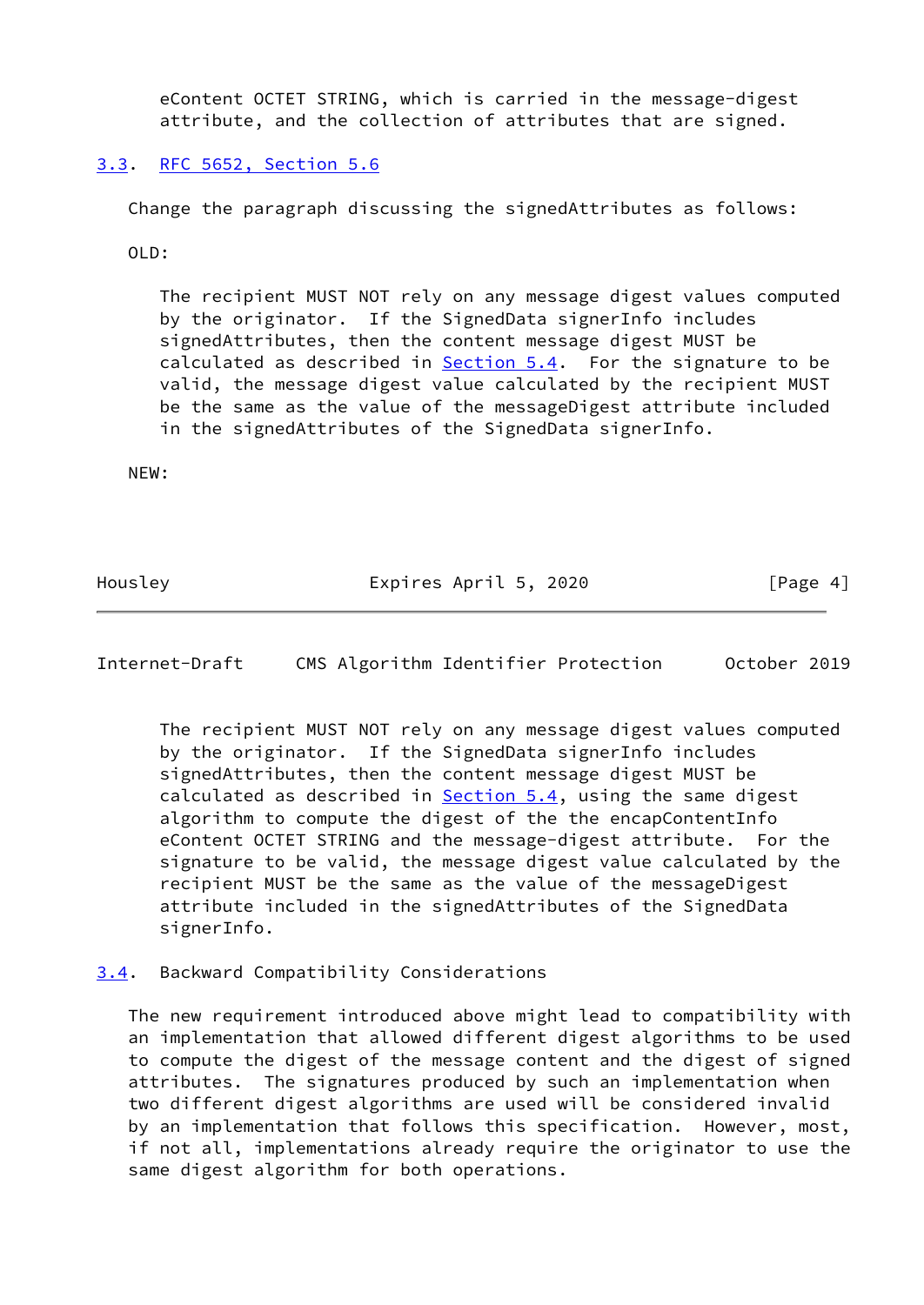eContent OCTET STRING, which is carried in the message-digest attribute, and the collection of attributes that are signed.

### 3.3. RFC 5652, Section 5.6

Change the paragraph discussing the signedAttributes as follows:

OLD:

> The recipient MUST NOT rely on any message digest values computed by the originator. If the SignedData signerInfo includes signedAttributes, then the content message digest MUST be calculated as described in Section 5.4. For the signature to be valid, the message digest value calculated by the recipient MUST be the same as the value of the messageDigest attribute included in the signedAttributes of the SignedData signerInfo.

NEW:

> The recipient MUST NOT rely on any message digest values computed by the originator. If the SignedData signerInfo includes signedAttributes, then the content message digest MUST be calculated as described in Section 5.4, using the same digest algorithm to compute the digest of the the encapContentInfo eContent OCTET STRING and the message-digest attribute. For the signature to be valid, the message digest value calculated by the recipient MUST be the same as the value of the messageDigest attribute included in the signedAttributes of the SignedData signerInfo.

### 3.4. Backward Compatibility Considerations

The new requirement introduced above might lead to compatibility with an implementation that allowed different digest algorithms to be used to compute the digest of the message content and the digest of signed attributes. The signatures produced by such an implementation when two different digest algorithms are used will be considered invalid by an implementation that follows this specification. However, most, if not all, implementations already require the originator to use the same digest algorithm for both operations.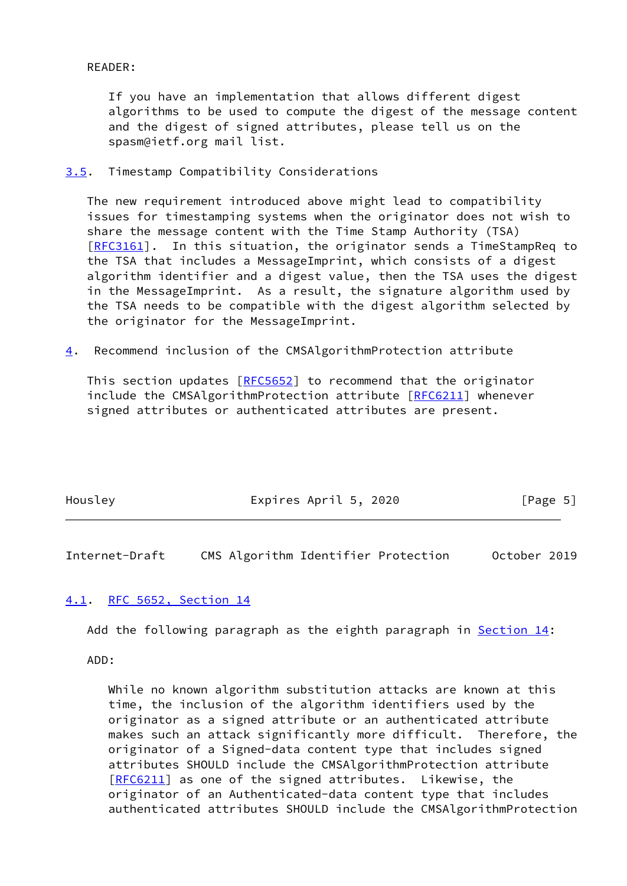READER:

If you have an implementation that allows different digest algorithms to be used to compute the digest of the message content and the digest of signed attributes, please tell us on the spasm@ietf.org mail list.

## 3.5. Timestamp Compatibility Considerations

The new requirement introduced above might lead to compatibility issues for timestamping systems when the originator does not wish to share the message content with the Time Stamp Authority (TSA) [RFC3161]. In this situation, the originator sends a TimeStampReq to the TSA that includes a MessageImprint, which consists of a digest algorithm identifier and a digest value, then the TSA uses the digest in the MessageImprint. As a result, the signature algorithm used by the TSA needs to be compatible with the digest algorithm selected by the originator for the MessageImprint.

# 4. Recommend inclusion of the CMSAlgorithmProtection attribute

This section updates [RFC5652] to recommend that the originator include the CMSAlgorithmProtection attribute [RFC6211] whenever signed attributes or authenticated attributes are present.

## 4.1. RFC 5652, Section 14

Add the following paragraph as the eighth paragraph in Section 14:

ADD:

While no known algorithm substitution attacks are known at this time, the inclusion of the algorithm identifiers used by the originator as a signed attribute or an authenticated attribute makes such an attack significantly more difficult. Therefore, the originator of a Signed-data content type that includes signed attributes SHOULD include the CMSAlgorithmProtection attribute [RFC6211] as one of the signed attributes. Likewise, the originator of an Authenticated-data content type that includes authenticated attributes SHOULD include the CMSAlgorithmProtection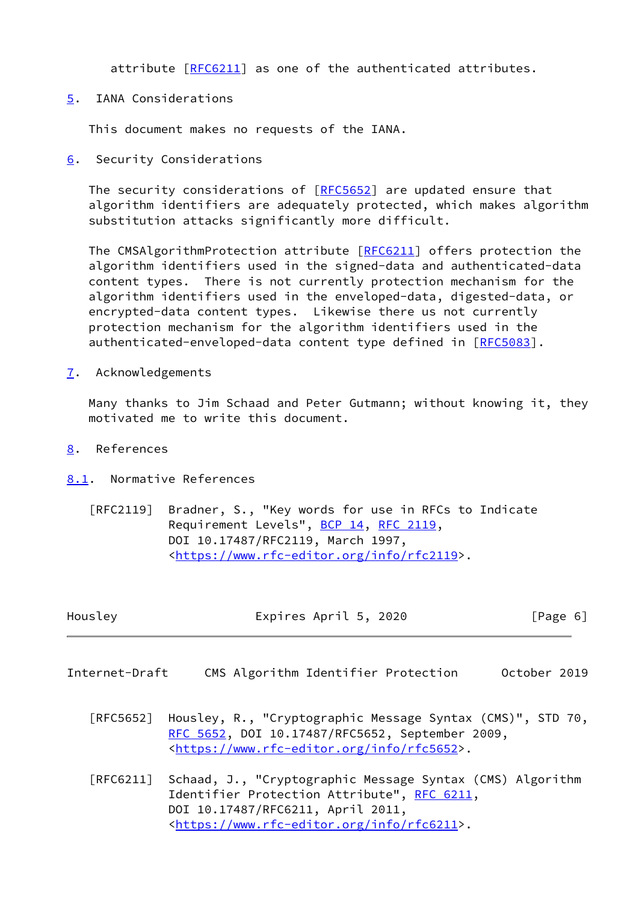attribute [RFC6211] as one of the authenticated attributes.

## 5. IANA Considerations

This document makes no requests of the IANA.

## 6. Security Considerations

The security considerations of [RFC5652] are updated ensure that algorithm identifiers are adequately protected, which makes algorithm substitution attacks significantly more difficult.

The CMSAlgorithmProtection attribute [RFC6211] offers protection the algorithm identifiers used in the signed-data and authenticated-data content types. There is not currently protection mechanism for the algorithm identifiers used in the enveloped-data, digested-data, or encrypted-data content types. Likewise there us not currently protection mechanism for the algorithm identifiers used in the authenticated-enveloped-data content type defined in [RFC5083].

## 7. Acknowledgements

Many thanks to Jim Schaad and Peter Gutmann; without knowing it, they motivated me to write this document.

## 8. References

### 8.1. Normative References

[RFC2119] Bradner, S., "Key words for use in RFCs to Indicate Requirement Levels", BCP 14, RFC 2119, DOI 10.17487/RFC2119, March 1997, <https://www.rfc-editor.org/info/rfc2119>.

[RFC5652] Housley, R., "Cryptographic Message Syntax (CMS)", STD 70, RFC 5652, DOI 10.17487/RFC5652, September 2009, <https://www.rfc-editor.org/info/rfc5652>.

[RFC6211] Schaad, J., "Cryptographic Message Syntax (CMS) Algorithm Identifier Protection Attribute", RFC 6211, DOI 10.17487/RFC6211, April 2011, <https://www.rfc-editor.org/info/rfc6211>.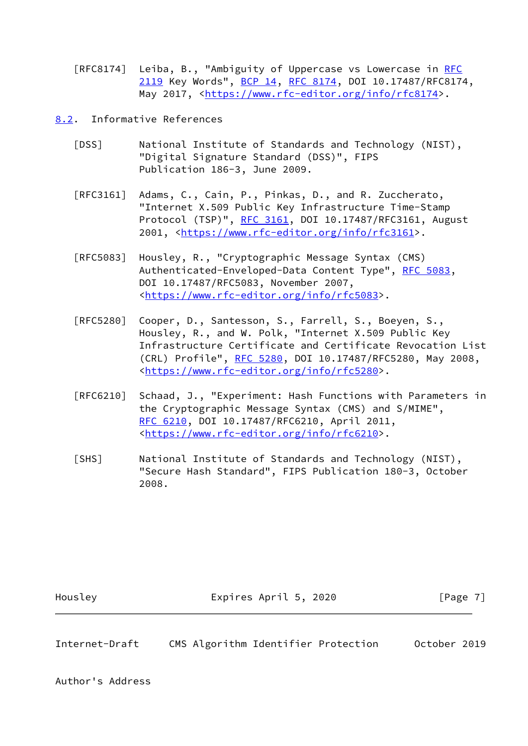[RFC8174] Leiba, B., "Ambiguity of Uppercase vs Lowercase in RFC 2119 Key Words", BCP 14, RFC 8174, DOI 10.17487/RFC8174, May 2017, <https://www.rfc-editor.org/info/rfc8174>.

## 8.2. Informative References

[DSS] National Institute of Standards and Technology (NIST), "Digital Signature Standard (DSS)", FIPS Publication 186-3, June 2009.

[RFC3161] Adams, C., Cain, P., Pinkas, D., and R. Zuccherato, "Internet X.509 Public Key Infrastructure Time-Stamp Protocol (TSP)", RFC 3161, DOI 10.17487/RFC3161, August 2001, <https://www.rfc-editor.org/info/rfc3161>.

[RFC5083] Housley, R., "Cryptographic Message Syntax (CMS) Authenticated-Enveloped-Data Content Type", RFC 5083, DOI 10.17487/RFC5083, November 2007, <https://www.rfc-editor.org/info/rfc5083>.

[RFC5280] Cooper, D., Santesson, S., Farrell, S., Boeyen, S., Housley, R., and W. Polk, "Internet X.509 Public Key Infrastructure Certificate and Certificate Revocation List (CRL) Profile", RFC 5280, DOI 10.17487/RFC5280, May 2008, <https://www.rfc-editor.org/info/rfc5280>.

[RFC6210] Schaad, J., "Experiment: Hash Functions with Parameters in the Cryptographic Message Syntax (CMS) and S/MIME", RFC 6210, DOI 10.17487/RFC6210, April 2011, <https://www.rfc-editor.org/info/rfc6210>.

[SHS] National Institute of Standards and Technology (NIST), "Secure Hash Standard", FIPS Publication 180-3, October 2008.

## Author's Address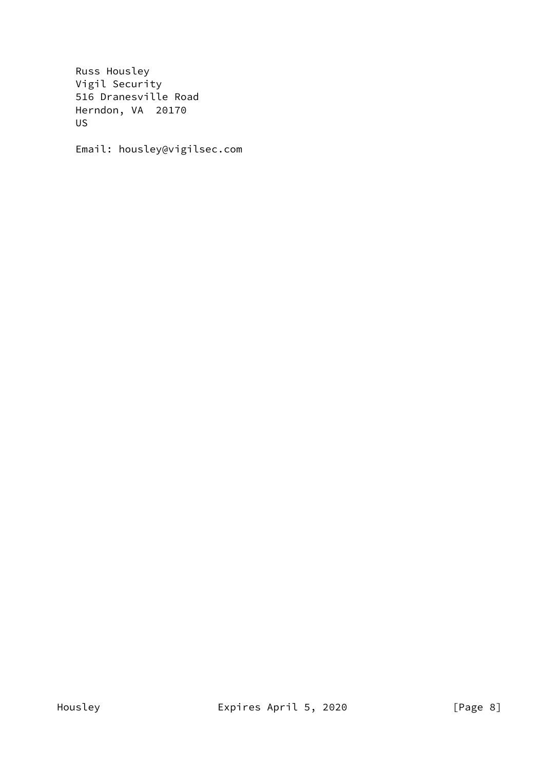Russ Housley
Vigil Security
516 Dranesville Road
Herndon, VA  20170
US

Email: housley@vigilsec.com